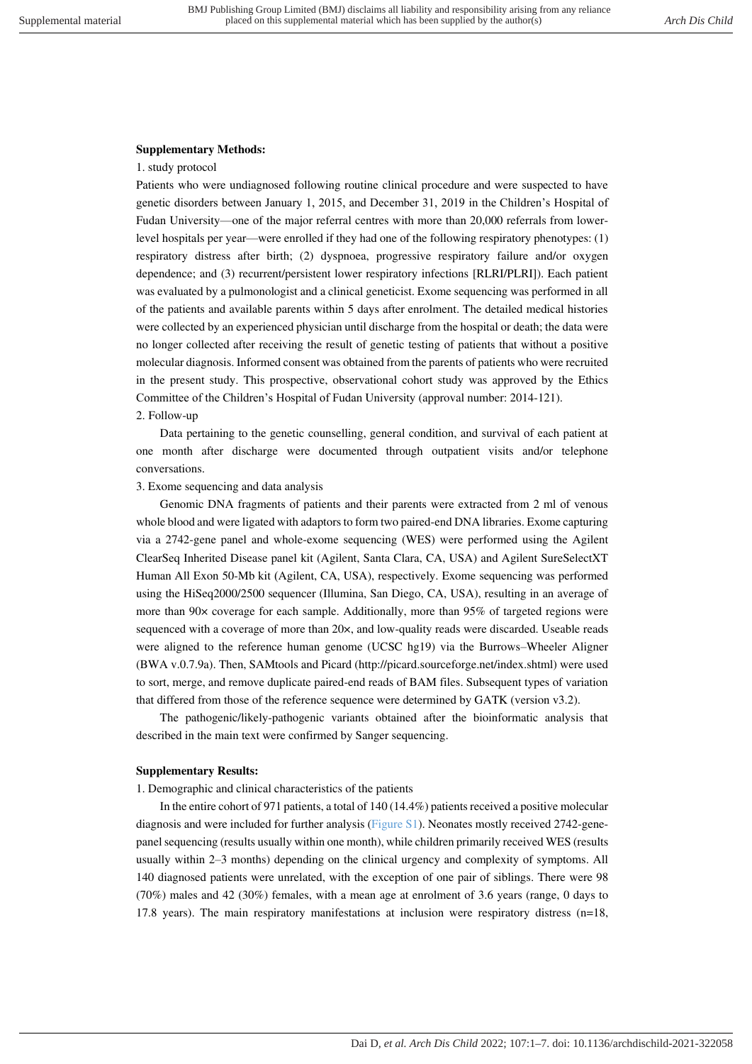**Supplementary Methods:**

1. study protocol

Patients who were undiagnosed following routine clinical procedure and were suspected to have genetic disorders between January 1, 2015, and December 31, 2019 in the Children's Hospital of Fudan University—one of the major referral centres with more than 20,000 referrals from lower-level hospitals per year—were enrolled if they had one of the following respiratory phenotypes: (1) respiratory distress after birth; (2) dyspnoea, progressive respiratory failure and/or oxygen dependence; and (3) recurrent/persistent lower respiratory infections [RLRI/PLRI]). Each patient was evaluated by a pulmonologist and a clinical geneticist. Exome sequencing was performed in all of the patients and available parents within 5 days after enrolment. The detailed medical histories were collected by an experienced physician until discharge from the hospital or death; the data were no longer collected after receiving the result of genetic testing of patients that without a positive molecular diagnosis. Informed consent was obtained from the parents of patients who were recruited in the present study. This prospective, observational cohort study was approved by the Ethics Committee of the Children's Hospital of Fudan University (approval number: 2014-121).

2. Follow-up

Data pertaining to the genetic counselling, general condition, and survival of each patient at one month after discharge were documented through outpatient visits and/or telephone conversations.

3. Exome sequencing and data analysis

Genomic DNA fragments of patients and their parents were extracted from 2 ml of venous whole blood and were ligated with adaptors to form two paired-end DNA libraries. Exome capturing via a 2742-gene panel and whole-exome sequencing (WES) were performed using the Agilent ClearSeq Inherited Disease panel kit (Agilent, Santa Clara, CA, USA) and Agilent SureSelectXT Human All Exon 50-Mb kit (Agilent, CA, USA), respectively. Exome sequencing was performed using the HiSeq2000/2500 sequencer (Illumina, San Diego, CA, USA), resulting in an average of more than 90× coverage for each sample. Additionally, more than 95% of targeted regions were sequenced with a coverage of more than 20×, and low-quality reads were discarded. Useable reads were aligned to the reference human genome (UCSC hg19) via the Burrows–Wheeler Aligner (BWA v.0.7.9a). Then, SAMtools and Picard (http://picard.sourceforge.net/index.shtml) were used to sort, merge, and remove duplicate paired-end reads of BAM files. Subsequent types of variation that differed from those of the reference sequence were determined by GATK (version v3.2).

The pathogenic/likely-pathogenic variants obtained after the bioinformatic analysis that described in the main text were confirmed by Sanger sequencing.

**Supplementary Results:**

1. Demographic and clinical characteristics of the patients

In the entire cohort of 971 patients, a total of 140 (14.4%) patients received a positive molecular diagnosis and were included for further analysis (Figure S1). Neonates mostly received 2742-gene-panel sequencing (results usually within one month), while children primarily received WES (results usually within 2–3 months) depending on the clinical urgency and complexity of symptoms. All 140 diagnosed patients were unrelated, with the exception of one pair of siblings. There were 98 (70%) males and 42 (30%) females, with a mean age at enrolment of 3.6 years (range, 0 days to 17.8 years). The main respiratory manifestations at inclusion were respiratory distress (n=18,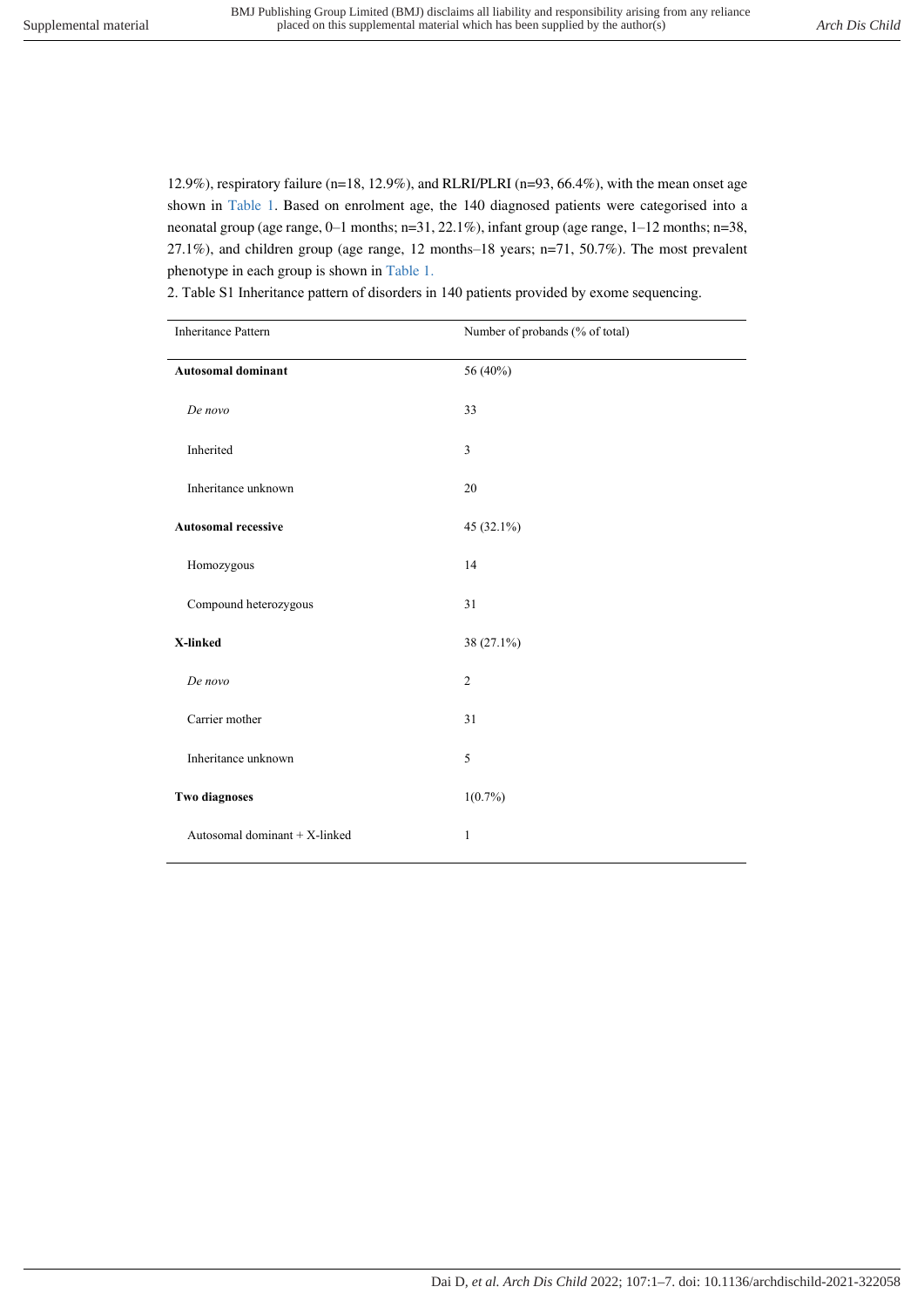12.9%), respiratory failure (n=18, 12.9%), and RLRI/PLRI (n=93, 66.4%), with the mean onset age shown in Table 1. Based on enrolment age, the 140 diagnosed patients were categorised into a neonatal group (age range, 0–1 months; n=31, 22.1%), infant group (age range, 1–12 months; n=38, 27.1%), and children group (age range, 12 months–18 years; n=71, 50.7%). The most prevalent phenotype in each group is shown in Table 1.

2. Table S1 Inheritance pattern of disorders in 140 patients provided by exome sequencing.

| Inheritance Pattern | Number of probands (% of total) |
|---|---|
| **Autosomal dominant** | 56 (40%) |
| *De novo* | 33 |
| Inherited | 3 |
| Inheritance unknown | 20 |
| **Autosomal recessive** | 45 (32.1%) |
| Homozygous | 14 |
| Compound heterozygous | 31 |
| **X-linked** | 38 (27.1%) |
| *De novo* | 2 |
| Carrier mother | 31 |
| Inheritance unknown | 5 |
| **Two diagnoses** | 1(0.7%) |
| Autosomal dominant + X-linked | 1 |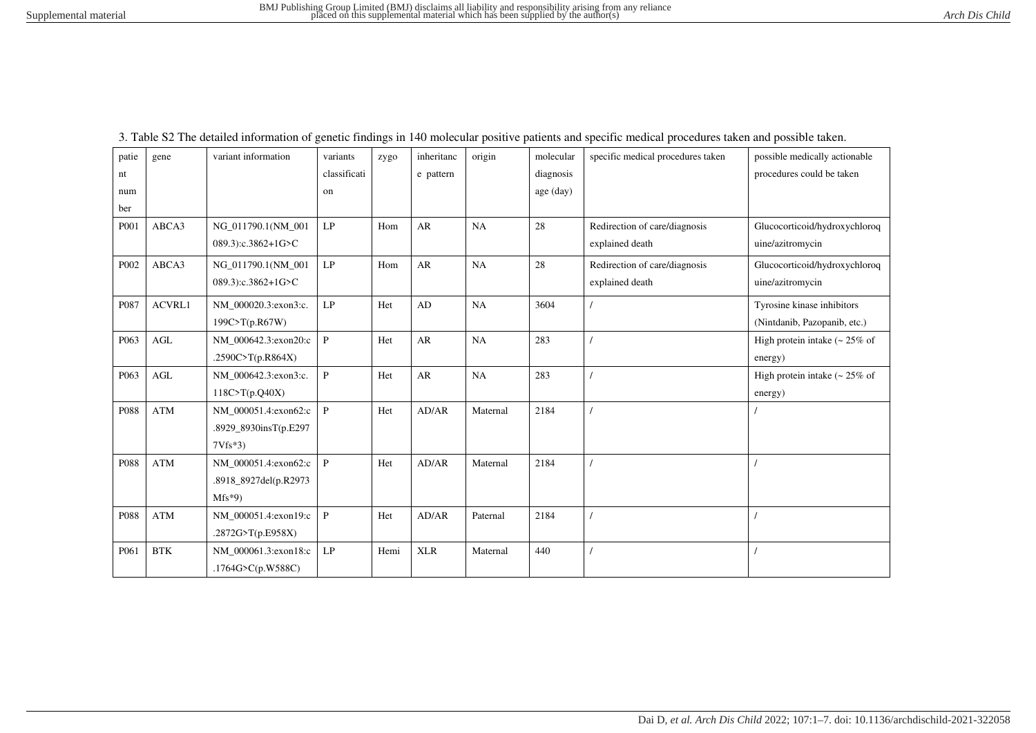3. Table S2 The detailed information of genetic findings in 140 molecular positive patients and specific medical procedures taken and possible taken.

| patient number | gene | variant information | variants classification | zygo | inheritance pattern | origin | molecular diagnosis age (day) | specific medical procedures taken | possible medically actionable procedures could be taken |
|---|---|---|---|---|---|---|---|---|---|
| P001 | ABCA3 | NG_011790.1(NM_001089.3):c.3862+1G>C | LP | Hom | AR | NA | 28 | Redirection of care/diagnosis explained death | Glucocorticoid/hydroxychloroquine/azitromycin |
| P002 | ABCA3 | NG_011790.1(NM_001089.3):c.3862+1G>C | LP | Hom | AR | NA | 28 | Redirection of care/diagnosis explained death | Glucocorticoid/hydroxychloroquine/azitromycin |
| P087 | ACVRL1 | NM_000020.3:exon3:c.199C>T(p.R67W) | LP | Het | AD | NA | 3604 | / | Tyrosine kinase inhibitors (Nintdanib, Pazopanib, etc.) |
| P063 | AGL | NM_000642.3:exon20:c.2590C>T(p.R864X) | P | Het | AR | NA | 283 | / | High protein intake (~ 25% of energy) |
| P063 | AGL | NM_000642.3:exon3:c.118C>T(p.Q40X) | P | Het | AR | NA | 283 | / | High protein intake (~ 25% of energy) |
| P088 | ATM | NM_000051.4:exon62:c.8929_8930insT(p.E2977Vfs*3) | P | Het | AD/AR | Maternal | 2184 | / | / |
| P088 | ATM | NM_000051.4:exon62:c.8918_8927del(p.R2973Mfs*9) | P | Het | AD/AR | Maternal | 2184 | / | / |
| P088 | ATM | NM_000051.4:exon19:c.2872G>T(p.E958X) | P | Het | AD/AR | Paternal | 2184 | / | / |
| P061 | BTK | NM_000061.3:exon18:c.1764G>C(p.W588C) | LP | Hemi | XLR | Maternal | 440 | / | / |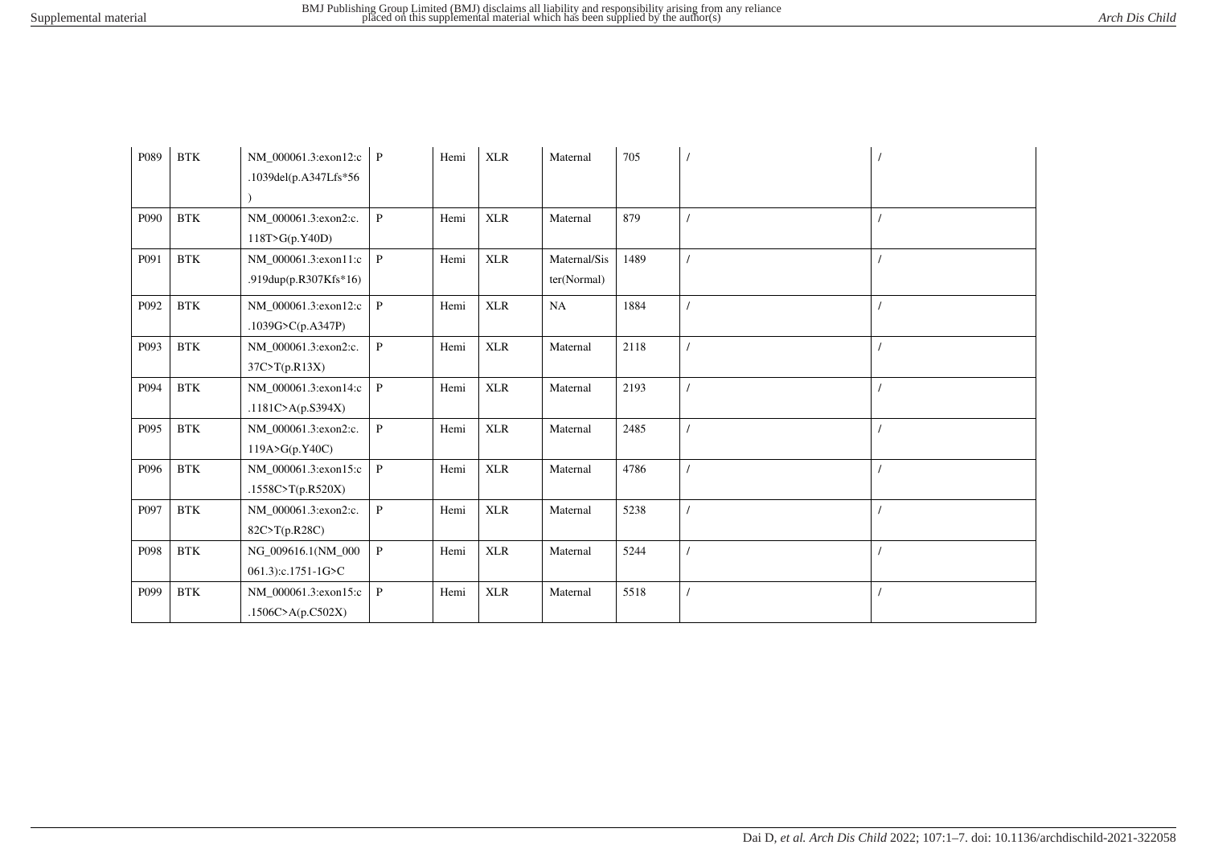| P089 | BTK | NM_000061.3:exon12:c.1039del(p.A347Lfs*56) | P | Hemi | XLR | Maternal | 705 | / | / |
|---|---|---|---|---|---|---|---|---|---|
| P090 | BTK | NM_000061.3:exon2:c.118T>G(p.Y40D) | P | Hemi | XLR | Maternal | 879 | / | / |
| P091 | BTK | NM_000061.3:exon11:c.919dup(p.R307Kfs*16) | P | Hemi | XLR | Maternal/Sister(Normal) | 1489 | / | / |
| P092 | BTK | NM_000061.3:exon12:c.1039G>C(p.A347P) | P | Hemi | XLR | NA | 1884 | / | / |
| P093 | BTK | NM_000061.3:exon2:c.37C>T(p.R13X) | P | Hemi | XLR | Maternal | 2118 | / | / |
| P094 | BTK | NM_000061.3:exon14:c.1181C>A(p.S394X) | P | Hemi | XLR | Maternal | 2193 | / | / |
| P095 | BTK | NM_000061.3:exon2:c.119A>G(p.Y40C) | P | Hemi | XLR | Maternal | 2485 | / | / |
| P096 | BTK | NM_000061.3:exon15:c.1558C>T(p.R520X) | P | Hemi | XLR | Maternal | 4786 | / | / |
| P097 | BTK | NM_000061.3:exon2:c.82C>T(p.R28C) | P | Hemi | XLR | Maternal | 5238 | / | / |
| P098 | BTK | NG_009616.1(NM_000061.3):c.1751-1G>C | P | Hemi | XLR | Maternal | 5244 | / | / |
| P099 | BTK | NM_000061.3:exon15:c.1506C>A(p.C502X) | P | Hemi | XLR | Maternal | 5518 | / | / |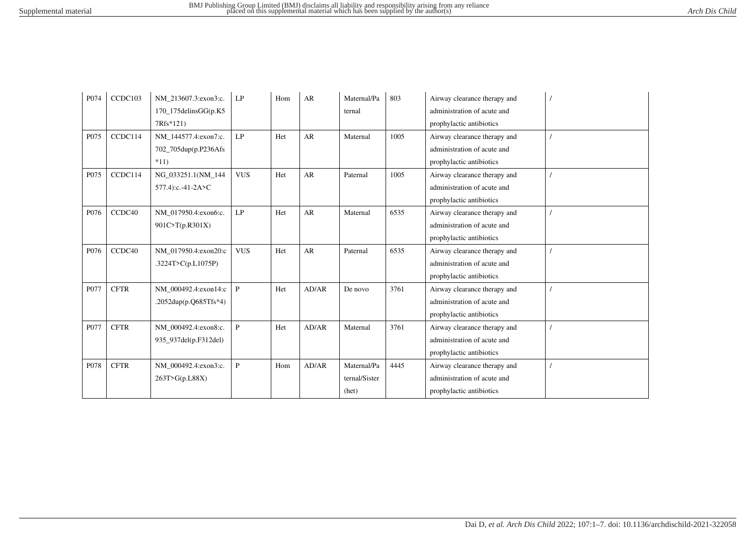| P074 | CCDC103 | NM_213607.3:exon3:c.170_175delinsGG(p.K57Rfs*121) | LP | Hom | AR | Maternal/Paternal | 803 | Airway clearance therapy and administration of acute and prophylactic antibiotics | / |
|---|---|---|---|---|---|---|---|---|---|
| P075 | CCDC114 | NM_144577.4:exon7:c.702_705dup(p.P236Afs*11) | LP | Het | AR | Maternal | 1005 | Airway clearance therapy and administration of acute and prophylactic antibiotics | / |
| P075 | CCDC114 | NG_033251.1(NM_144577.4):c.-41-2A>C | VUS | Het | AR | Paternal | 1005 | Airway clearance therapy and administration of acute and prophylactic antibiotics | / |
| P076 | CCDC40 | NM_017950.4:exon6:c.901C>T(p.R301X) | LP | Het | AR | Maternal | 6535 | Airway clearance therapy and administration of acute and prophylactic antibiotics | / |
| P076 | CCDC40 | NM_017950.4:exon20:c.3224T>C(p.L1075P) | VUS | Het | AR | Paternal | 6535 | Airway clearance therapy and administration of acute and prophylactic antibiotics | / |
| P077 | CFTR | NM_000492.4:exon14:c.2052dup(p.Q685Tfs*4) | P | Het | AD/AR | De novo | 3761 | Airway clearance therapy and administration of acute and prophylactic antibiotics | / |
| P077 | CFTR | NM_000492.4:exon8:c.935_937del(p.F312del) | P | Het | AD/AR | Maternal | 3761 | Airway clearance therapy and administration of acute and prophylactic antibiotics | / |
| P078 | CFTR | NM_000492.4:exon3:c.263T>G(p.L88X) | P | Hom | AD/AR | Maternal/Paternal/Sister (het) | 4445 | Airway clearance therapy and administration of acute and prophylactic antibiotics | / |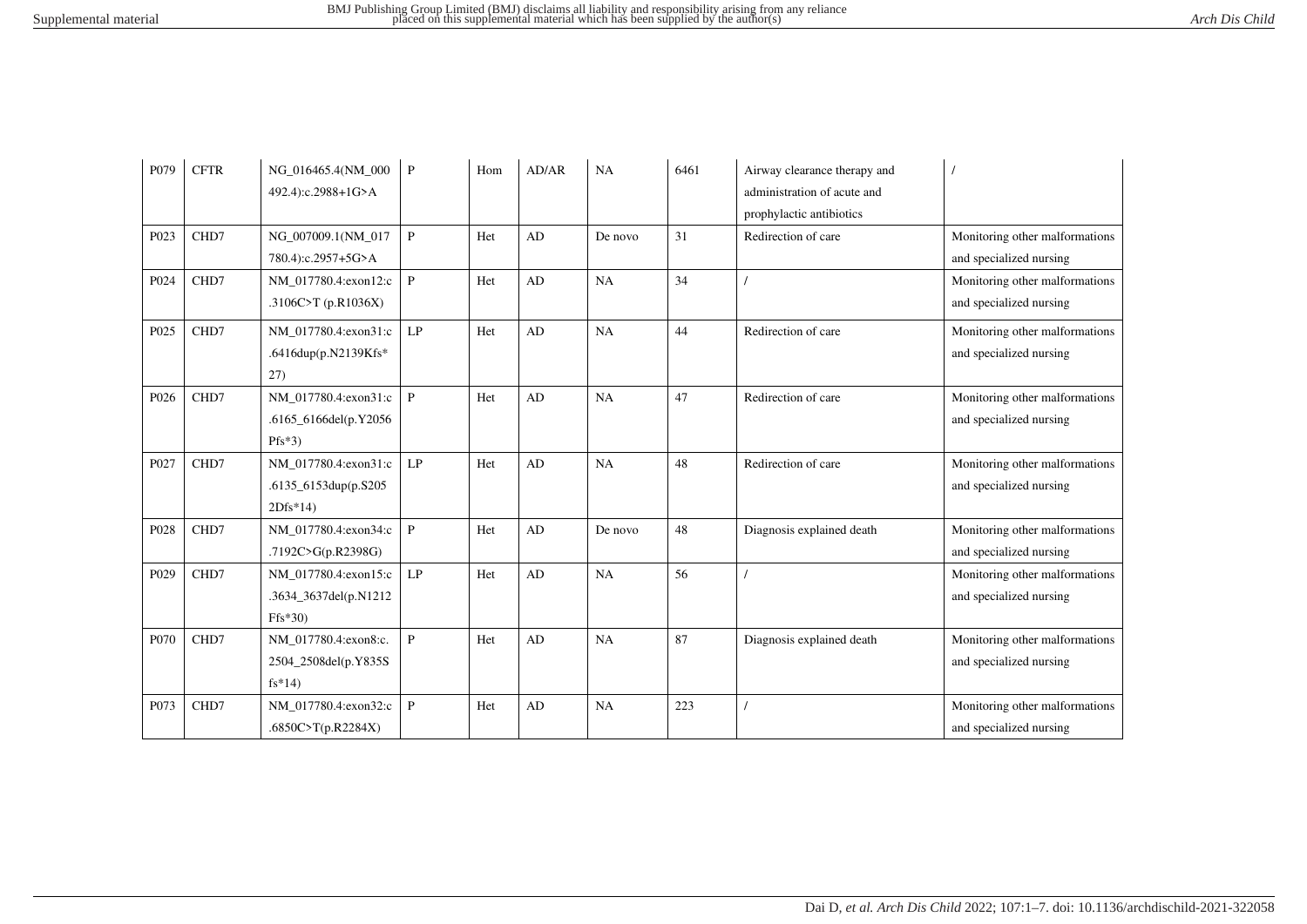| P079 | CFTR | NG_016465.4(NM_000492.4):c.2988+1G>A | P | Hom | AD/AR | NA | 6461 | Airway clearance therapy and administration of acute and prophylactic antibiotics | / |
|---|---|---|---|---|---|---|---|---|---|
| P023 | CHD7 | NG_007009.1(NM_017780.4):c.2957+5G>A | P | Het | AD | De novo | 31 | Redirection of care | Monitoring other malformations and specialized nursing |
| P024 | CHD7 | NM_017780.4:exon12:c.3106C>T (p.R1036X) | P | Het | AD | NA | 34 | / | Monitoring other malformations and specialized nursing |
| P025 | CHD7 | NM_017780.4:exon31:c.6416dup(p.N2139Kfs*27) | LP | Het | AD | NA | 44 | Redirection of care | Monitoring other malformations and specialized nursing |
| P026 | CHD7 | NM_017780.4:exon31:c.6165_6166del(p.Y2056Pfs*3) | P | Het | AD | NA | 47 | Redirection of care | Monitoring other malformations and specialized nursing |
| P027 | CHD7 | NM_017780.4:exon31:c.6135_6153dup(p.S2052Dfs*14) | LP | Het | AD | NA | 48 | Redirection of care | Monitoring other malformations and specialized nursing |
| P028 | CHD7 | NM_017780.4:exon34:c.7192C>G(p.R2398G) | P | Het | AD | De novo | 48 | Diagnosis explained death | Monitoring other malformations and specialized nursing |
| P029 | CHD7 | NM_017780.4:exon15:c.3634_3637del(p.N1212Ffs*30) | LP | Het | AD | NA | 56 | / | Monitoring other malformations and specialized nursing |
| P070 | CHD7 | NM_017780.4:exon8:c.2504_2508del(p.Y835Sfs*14) | P | Het | AD | NA | 87 | Diagnosis explained death | Monitoring other malformations and specialized nursing |
| P073 | CHD7 | NM_017780.4:exon32:c.6850C>T(p.R2284X) | P | Het | AD | NA | 223 | / | Monitoring other malformations and specialized nursing |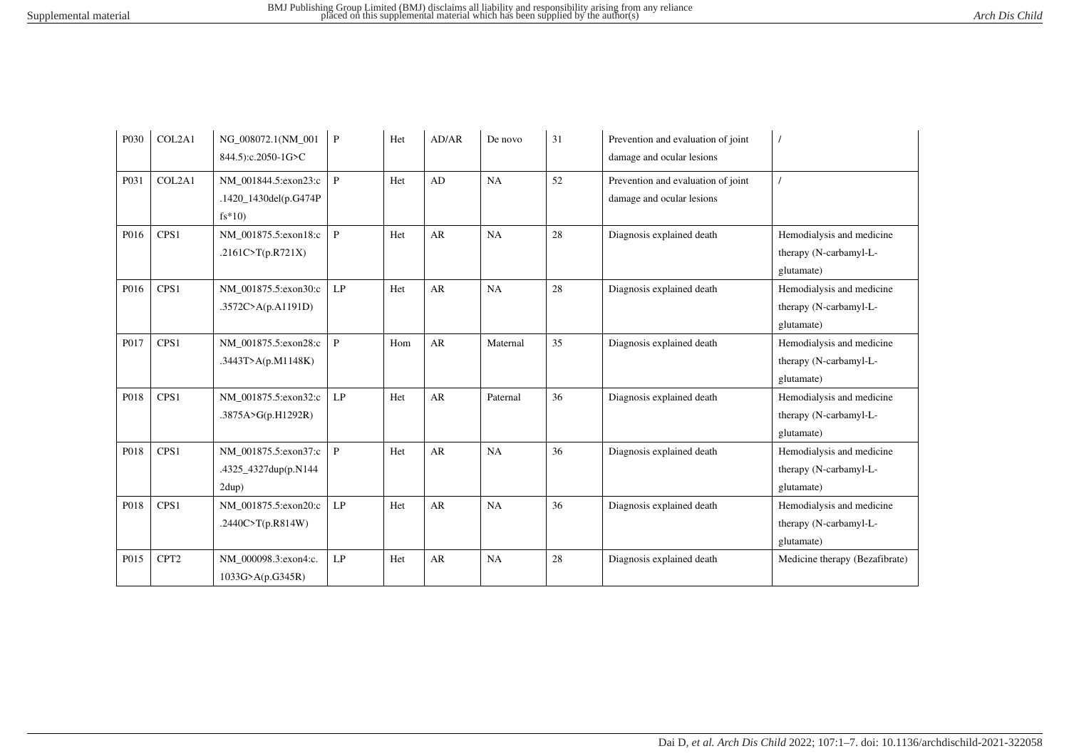| | | | | | | | | | |
|---|---|---|---|---|---|---|---|---|---|
| P030 | COL2A1 | NG_008072.1(NM_001844.5):c.2050-1G>C | P | Het | AD/AR | De novo | 31 | Prevention and evaluation of joint damage and ocular lesions | / |
| P031 | COL2A1 | NM_001844.5:exon23:c.1420_1430del(p.G474Pfs*10) | P | Het | AD | NA | 52 | Prevention and evaluation of joint damage and ocular lesions | / |
| P016 | CPS1 | NM_001875.5:exon18:c.2161C>T(p.R721X) | P | Het | AR | NA | 28 | Diagnosis explained death | Hemodialysis and medicine therapy (N-carbamyl-L-glutamate) |
| P016 | CPS1 | NM_001875.5:exon30:c.3572C>A(p.A1191D) | LP | Het | AR | NA | 28 | Diagnosis explained death | Hemodialysis and medicine therapy (N-carbamyl-L-glutamate) |
| P017 | CPS1 | NM_001875.5:exon28:c.3443T>A(p.M1148K) | P | Hom | AR | Maternal | 35 | Diagnosis explained death | Hemodialysis and medicine therapy (N-carbamyl-L-glutamate) |
| P018 | CPS1 | NM_001875.5:exon32:c.3875A>G(p.H1292R) | LP | Het | AR | Paternal | 36 | Diagnosis explained death | Hemodialysis and medicine therapy (N-carbamyl-L-glutamate) |
| P018 | CPS1 | NM_001875.5:exon37:c.4325_4327dup(p.N1442dup) | P | Het | AR | NA | 36 | Diagnosis explained death | Hemodialysis and medicine therapy (N-carbamyl-L-glutamate) |
| P018 | CPS1 | NM_001875.5:exon20:c.2440C>T(p.R814W) | LP | Het | AR | NA | 36 | Diagnosis explained death | Hemodialysis and medicine therapy (N-carbamyl-L-glutamate) |
| P015 | CPT2 | NM_000098.3:exon4:c.1033G>A(p.G345R) | LP | Het | AR | NA | 28 | Diagnosis explained death | Medicine therapy (Bezafibrate) |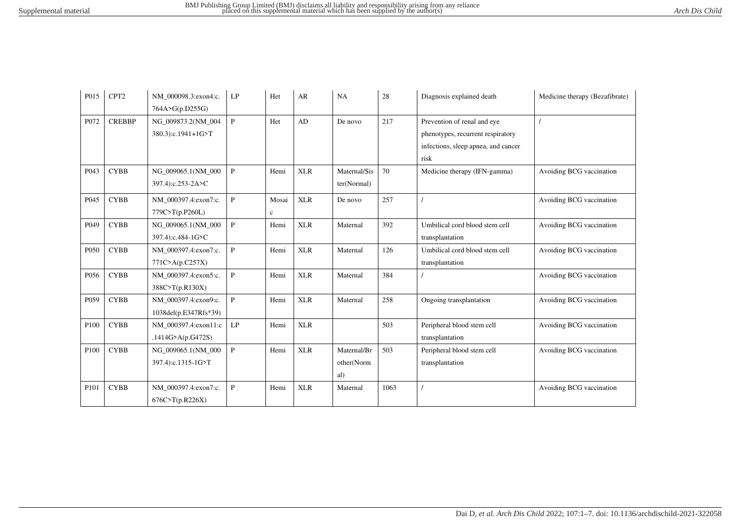| P015 | CPT2 | NM_000098.3:exon4:c.764A>G(p.D255G) | LP | Het | AR | NA | 28 | Diagnosis explained death | Medicine therapy (Bezafibrate) |
|---|---|---|---|---|---|---|---|---|---|
| P072 | CREBBP | NG_009873.2(NM_004380.3):c.1941+1G>T | P | Het | AD | De novo | 217 | Prevention of renal and eye phenotypes, recurrent respiratory infections, sleep apnea, and cancer risk | / |
| P043 | CYBB | NG_009065.1(NM_000397.4):c.253-2A>C | P | Hemi | XLR | Maternal/Sister(Normal) | 70 | Medicine therapy (IFN-gamma) | Avoiding BCG vaccination |
| P045 | CYBB | NM_000397.4:exon7:c.779C>T(p.P260L) | P | Mosaic | XLR | De novo | 257 | / | Avoiding BCG vaccination |
| P049 | CYBB | NG_009065.1(NM_000397.4):c.484-1G>C | P | Hemi | XLR | Maternal | 392 | Umbilical cord blood stem cell transplantation | Avoiding BCG vaccination |
| P050 | CYBB | NM_000397.4:exon7:c.771C>A(p.C257X) | P | Hemi | XLR | Maternal | 126 | Umbilical cord blood stem cell transplantation | Avoiding BCG vaccination |
| P056 | CYBB | NM_000397.4:exon5:c.388C>T(p.R130X) | P | Hemi | XLR | Maternal | 384 | / | Avoiding BCG vaccination |
| P059 | CYBB | NM_000397.4:exon9:c.1038del(p.E347Rfs*39) | P | Hemi | XLR | Maternal | 258 | Ongoing transplantation | Avoiding BCG vaccination |
| P100 | CYBB | NM_000397.4:exon11:c.1414G>A(p.G472S) | LP | Hemi | XLR | | 503 | Peripheral blood stem cell transplantation | Avoiding BCG vaccination |
| P100 | CYBB | NG_009065.1(NM_000397.4):c.1315-1G>T | P | Hemi | XLR | Maternal/Brother(Normal) | 503 | Peripheral blood stem cell transplantation | Avoiding BCG vaccination |
| P101 | CYBB | NM_000397.4:exon7:c.676C>T(p.R226X) | P | Hemi | XLR | Maternal | 1063 | / | Avoiding BCG vaccination |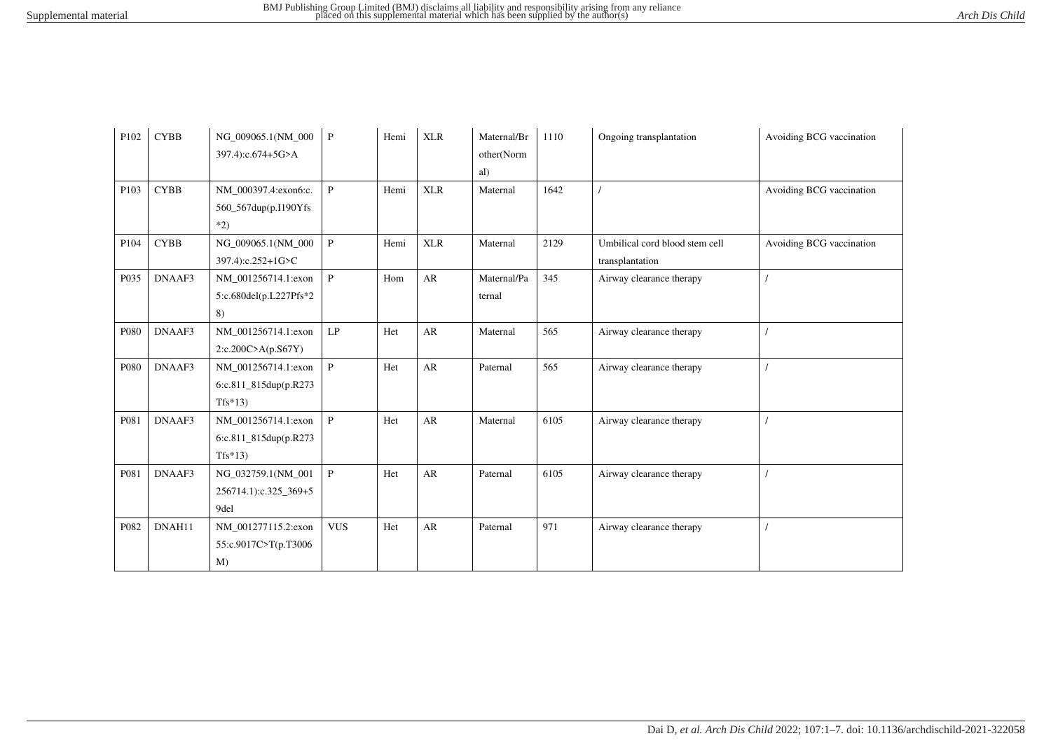| P102 | CYBB | NG_009065.1(NM_000397.4):c.674+5G>A | P | Hemi | XLR | Maternal/Brother(Normal) | 1110 | Ongoing transplantation | Avoiding BCG vaccination |
|---|---|---|---|---|---|---|---|---|---|
| P103 | CYBB | NM_000397.4:exon6:c.560_567dup(p.I190Yfs*2) | P | Hemi | XLR | Maternal | 1642 | / | Avoiding BCG vaccination |
| P104 | CYBB | NG_009065.1(NM_000397.4):c.252+1G>C | P | Hemi | XLR | Maternal | 2129 | Umbilical cord blood stem cell transplantation | Avoiding BCG vaccination |
| P035 | DNAAF3 | NM_001256714.1:exon5:c.680del(p.L227Pfs*28) | P | Hom | AR | Maternal/Paternal | 345 | Airway clearance therapy | / |
| P080 | DNAAF3 | NM_001256714.1:exon2:c.200C>A(p.S67Y) | LP | Het | AR | Maternal | 565 | Airway clearance therapy | / |
| P080 | DNAAF3 | NM_001256714.1:exon6:c.811_815dup(p.R273Tfs*13) | P | Het | AR | Paternal | 565 | Airway clearance therapy | / |
| P081 | DNAAF3 | NM_001256714.1:exon6:c.811_815dup(p.R273Tfs*13) | P | Het | AR | Maternal | 6105 | Airway clearance therapy | / |
| P081 | DNAAF3 | NG_032759.1(NM_001256714.1):c.325_369+59del | P | Het | AR | Paternal | 6105 | Airway clearance therapy | / |
| P082 | DNAH11 | NM_001277115.2:exon55:c.9017C>T(p.T3006M) | VUS | Het | AR | Paternal | 971 | Airway clearance therapy | / |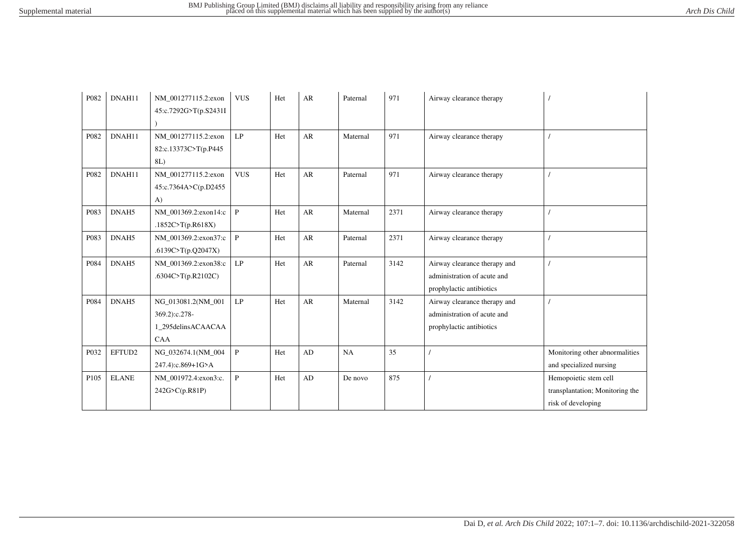| P082 | DNAH11 | NM_001277115.2:exon45:c.7292G>T(p.S2431I) | VUS | Het | AR | Paternal | 971 | Airway clearance therapy | / |
|---|---|---|---|---|---|---|---|---|---|
| P082 | DNAH11 | NM_001277115.2:exon82:c.13373C>T(p.P4458L) | LP | Het | AR | Maternal | 971 | Airway clearance therapy | / |
| P082 | DNAH11 | NM_001277115.2:exon45:c.7364A>C(p.D2455A) | VUS | Het | AR | Paternal | 971 | Airway clearance therapy | / |
| P083 | DNAH5 | NM_001369.2:exon14:c.1852C>T(p.R618X) | P | Het | AR | Maternal | 2371 | Airway clearance therapy | / |
| P083 | DNAH5 | NM_001369.2:exon37:c.6139C>T(p.Q2047X) | P | Het | AR | Paternal | 2371 | Airway clearance therapy | / |
| P084 | DNAH5 | NM_001369.2:exon38:c.6304C>T(p.R2102C) | LP | Het | AR | Paternal | 3142 | Airway clearance therapy and administration of acute and prophylactic antibiotics | / |
| P084 | DNAH5 | NG_013081.2(NM_001369.2):c.278-1_295delinsACAACAACAA | LP | Het | AR | Maternal | 3142 | Airway clearance therapy and administration of acute and prophylactic antibiotics | / |
| P032 | EFTUD2 | NG_032674.1(NM_004247.4):c.869+1G>A | P | Het | AD | NA | 35 | / | Monitoring other abnormalities and specialized nursing |
| P105 | ELANE | NM_001972.4:exon3:c.242G>C(p.R81P) | P | Het | AD | De novo | 875 | / | Hemopoietic stem cell transplantation; Monitoring the risk of developing |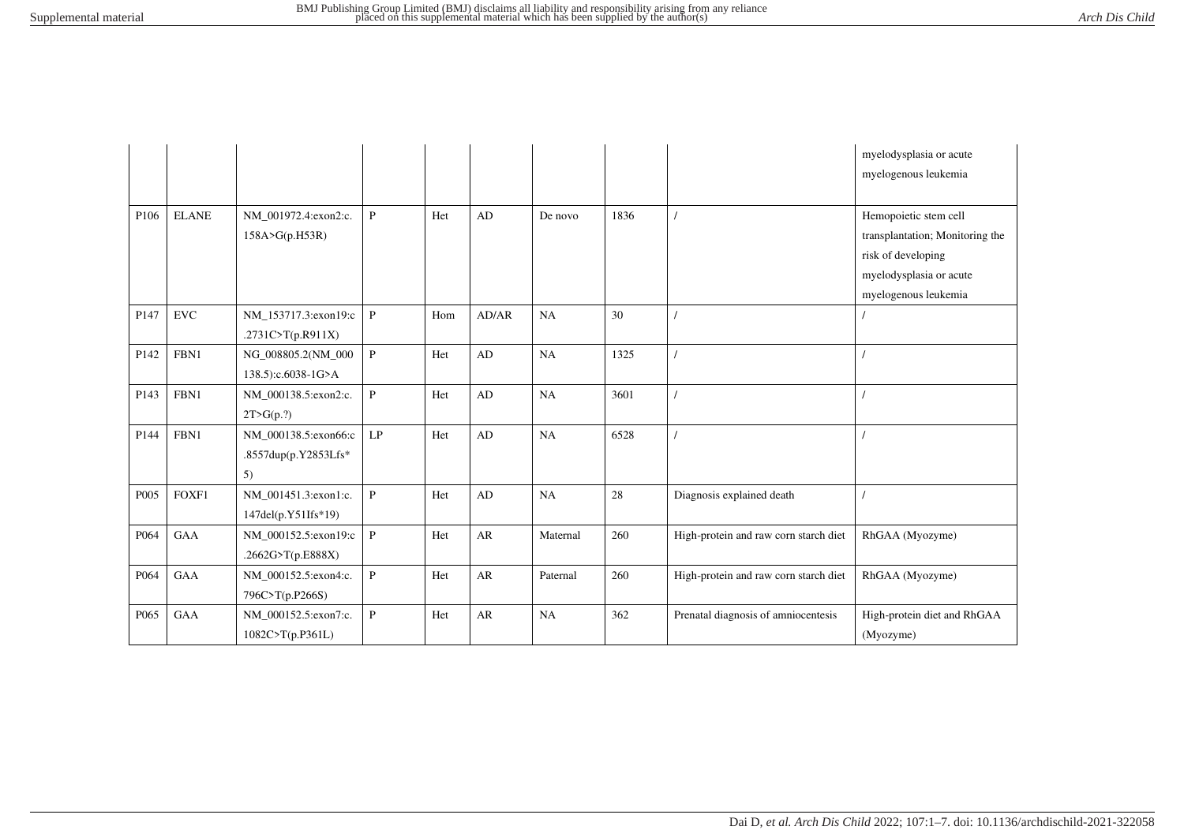| | | | | | | | | | myelodysplasia or acute myelogenous leukemia |
|---|---|---|---|---|---|---|---|---|---|
| P106 | ELANE | NM_001972.4:exon2:c.158A>G(p.H53R) | P | Het | AD | De novo | 1836 | / | Hemopoietic stem cell transplantation; Monitoring the risk of developing myelodysplasia or acute myelogenous leukemia |
| P147 | EVC | NM_153717.3:exon19:c.2731C>T(p.R911X) | P | Hom | AD/AR | NA | 30 | / | / |
| P142 | FBN1 | NG_008805.2(NM_000138.5):c.6038-1G>A | P | Het | AD | NA | 1325 | / | / |
| P143 | FBN1 | NM_000138.5:exon2:c.2T>G(p.?) | P | Het | AD | NA | 3601 | / | / |
| P144 | FBN1 | NM_000138.5:exon66:c.8557dup(p.Y2853Lfs*5) | LP | Het | AD | NA | 6528 | / | / |
| P005 | FOXF1 | NM_001451.3:exon1:c.147del(p.Y51Ifs*19) | P | Het | AD | NA | 28 | Diagnosis explained death | / |
| P064 | GAA | NM_000152.5:exon19:c.2662G>T(p.E888X) | P | Het | AR | Maternal | 260 | High-protein and raw corn starch diet | RhGAA (Myozyme) |
| P064 | GAA | NM_000152.5:exon4:c.796C>T(p.P266S) | P | Het | AR | Paternal | 260 | High-protein and raw corn starch diet | RhGAA (Myozyme) |
| P065 | GAA | NM_000152.5:exon7:c.1082C>T(p.P361L) | P | Het | AR | NA | 362 | Prenatal diagnosis of amniocentesis | High-protein diet and RhGAA (Myozyme) |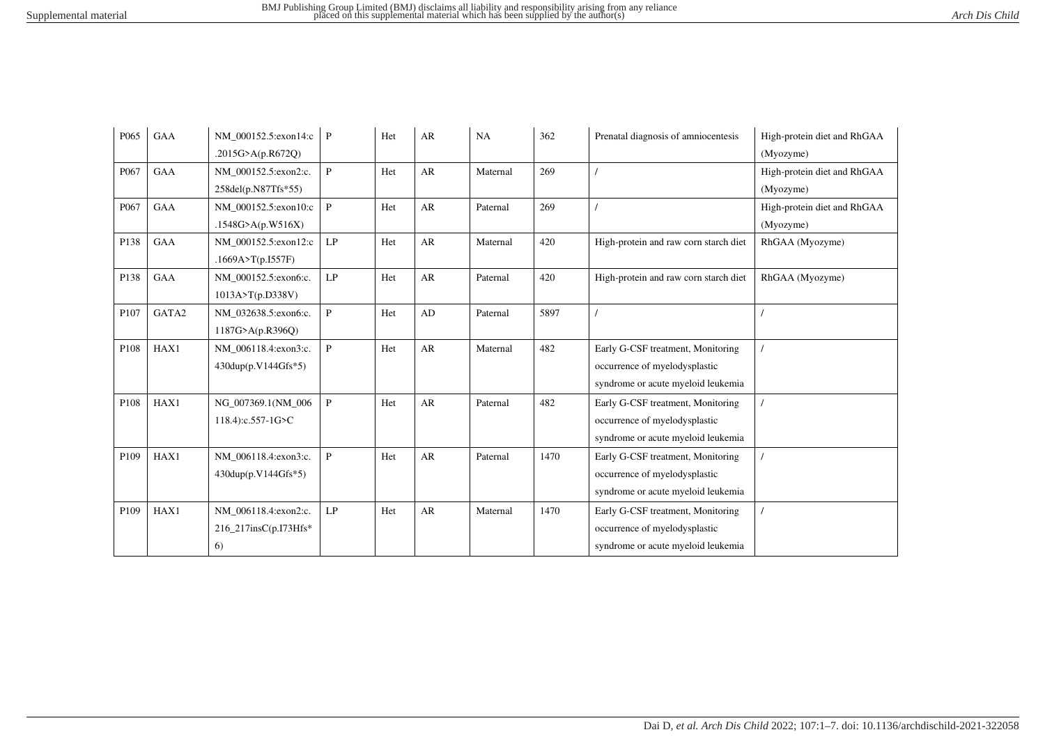| P065 | GAA | NM_000152.5:exon14:c.2015G>A(p.R672Q) | P | Het | AR | NA | 362 | Prenatal diagnosis of amniocentesis | High-protein diet and RhGAA (Myozyme) |
|---|---|---|---|---|---|---|---|---|---|
| P067 | GAA | NM_000152.5:exon2:c.258del(p.N87Tfs*55) | P | Het | AR | Maternal | 269 | / | High-protein diet and RhGAA (Myozyme) |
| P067 | GAA | NM_000152.5:exon10:c.1548G>A(p.W516X) | P | Het | AR | Paternal | 269 | / | High-protein diet and RhGAA (Myozyme) |
| P138 | GAA | NM_000152.5:exon12:c.1669A>T(p.I557F) | LP | Het | AR | Maternal | 420 | High-protein and raw corn starch diet | RhGAA (Myozyme) |
| P138 | GAA | NM_000152.5:exon6:c.1013A>T(p.D338V) | LP | Het | AR | Paternal | 420 | High-protein and raw corn starch diet | RhGAA (Myozyme) |
| P107 | GATA2 | NM_032638.5:exon6:c.1187G>A(p.R396Q) | P | Het | AD | Paternal | 5897 | / | / |
| P108 | HAX1 | NM_006118.4:exon3:c.430dup(p.V144Gfs*5) | P | Het | AR | Maternal | 482 | Early G-CSF treatment, Monitoring occurrence of myelodysplastic syndrome or acute myeloid leukemia | / |
| P108 | HAX1 | NG_007369.1(NM_006118.4):c.557-1G>C | P | Het | AR | Paternal | 482 | Early G-CSF treatment, Monitoring occurrence of myelodysplastic syndrome or acute myeloid leukemia | / |
| P109 | HAX1 | NM_006118.4:exon3:c.430dup(p.V144Gfs*5) | P | Het | AR | Paternal | 1470 | Early G-CSF treatment, Monitoring occurrence of myelodysplastic syndrome or acute myeloid leukemia | / |
| P109 | HAX1 | NM_006118.4:exon2:c.216_217insC(p.I73Hfs*6) | LP | Het | AR | Maternal | 1470 | Early G-CSF treatment, Monitoring occurrence of myelodysplastic syndrome or acute myeloid leukemia | / |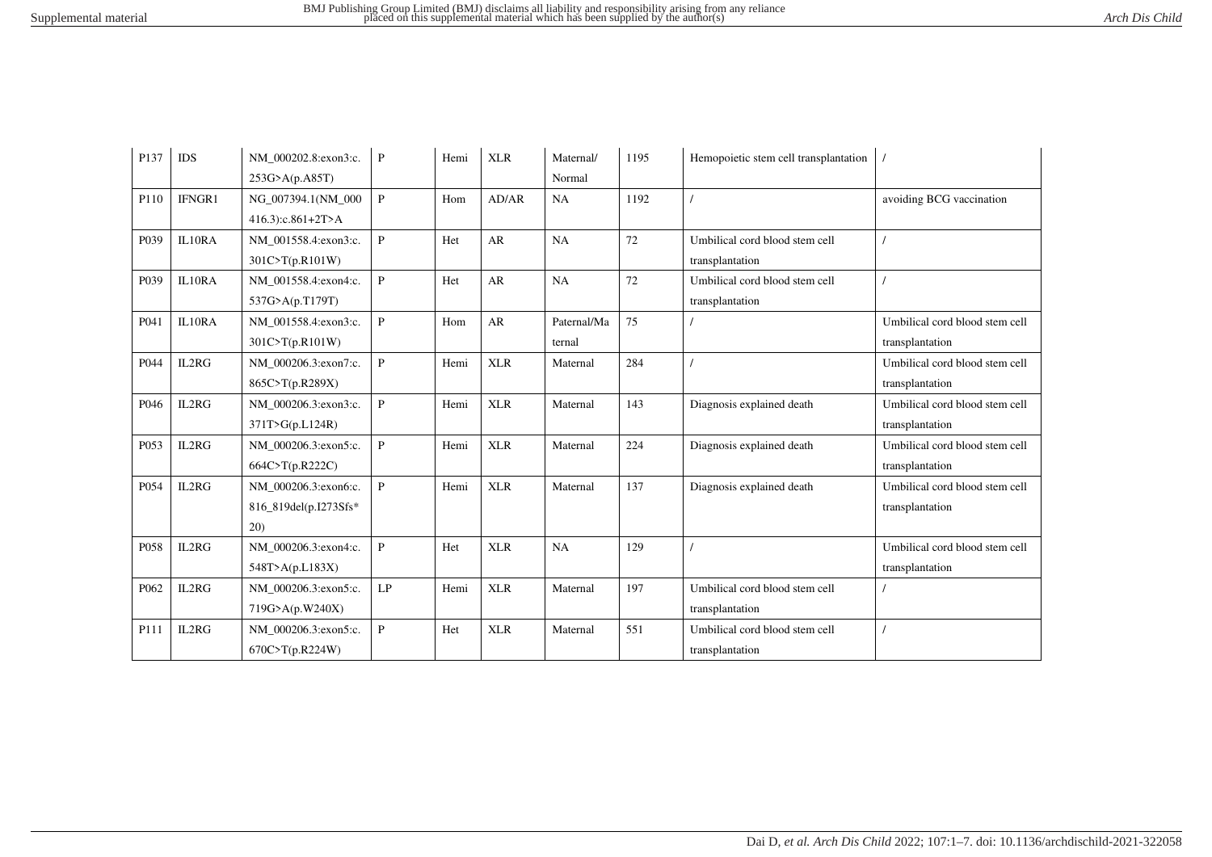| P137 | IDS | NM_000202.8:exon3:c.253G>A(p.A85T) | P | Hemi | XLR | Maternal/Normal | 1195 | Hemopoietic stem cell transplantation | / |
|---|---|---|---|---|---|---|---|---|---|
| P110 | IFNGR1 | NG_007394.1(NM_000416.3):c.861+2T>A | P | Hom | AD/AR | NA | 1192 | / | avoiding BCG vaccination |
| P039 | IL10RA | NM_001558.4:exon3:c.301C>T(p.R101W) | P | Het | AR | NA | 72 | Umbilical cord blood stem cell transplantation | / |
| P039 | IL10RA | NM_001558.4:exon4:c.537G>A(p.T179T) | P | Het | AR | NA | 72 | Umbilical cord blood stem cell transplantation | / |
| P041 | IL10RA | NM_001558.4:exon3:c.301C>T(p.R101W) | P | Hom | AR | Paternal/Maternal | 75 | / | Umbilical cord blood stem cell transplantation |
| P044 | IL2RG | NM_000206.3:exon7:c.865C>T(p.R289X) | P | Hemi | XLR | Maternal | 284 | / | Umbilical cord blood stem cell transplantation |
| P046 | IL2RG | NM_000206.3:exon3:c.371T>G(p.L124R) | P | Hemi | XLR | Maternal | 143 | Diagnosis explained death | Umbilical cord blood stem cell transplantation |
| P053 | IL2RG | NM_000206.3:exon5:c.664C>T(p.R222C) | P | Hemi | XLR | Maternal | 224 | Diagnosis explained death | Umbilical cord blood stem cell transplantation |
| P054 | IL2RG | NM_000206.3:exon6:c.816_819del(p.I273Sfs*20) | P | Hemi | XLR | Maternal | 137 | Diagnosis explained death | Umbilical cord blood stem cell transplantation |
| P058 | IL2RG | NM_000206.3:exon4:c.548T>A(p.L183X) | P | Het | XLR | NA | 129 | / | Umbilical cord blood stem cell transplantation |
| P062 | IL2RG | NM_000206.3:exon5:c.719G>A(p.W240X) | LP | Hemi | XLR | Maternal | 197 | Umbilical cord blood stem cell transplantation | / |
| P111 | IL2RG | NM_000206.3:exon5:c.670C>T(p.R224W) | P | Het | XLR | Maternal | 551 | Umbilical cord blood stem cell transplantation | / |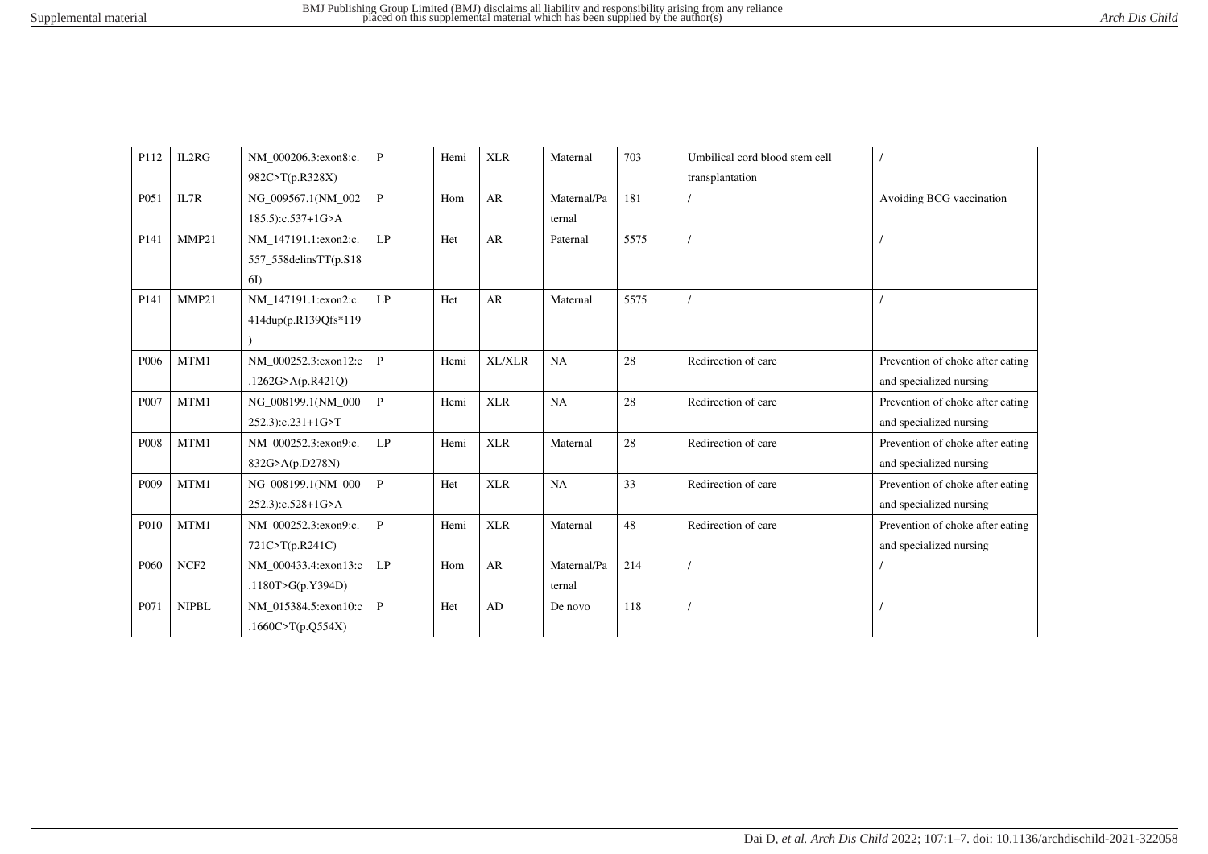| P112 | IL2RG | NM_000206.3:exon8:c.982C>T(p.R328X) | P | Hemi | XLR | Maternal | 703 | Umbilical cord blood stem cell transplantation | / |
|---|---|---|---|---|---|---|---|---|---|
| P051 | IL7R | NG_009567.1(NM_002185.5):c.537+1G>A | P | Hom | AR | Maternal/Paternal | 181 | / | Avoiding BCG vaccination |
| P141 | MMP21 | NM_147191.1:exon2:c.557_558delinsTT(p.S186I) | LP | Het | AR | Paternal | 5575 | / | / |
| P141 | MMP21 | NM_147191.1:exon2:c.414dup(p.R139Qfs*119) | LP | Het | AR | Maternal | 5575 | / | / |
| P006 | MTM1 | NM_000252.3:exon12:c.1262G>A(p.R421Q) | P | Hemi | XL/XLR | NA | 28 | Redirection of care | Prevention of choke after eating and specialized nursing |
| P007 | MTM1 | NG_008199.1(NM_000252.3):c.231+1G>T | P | Hemi | XLR | NA | 28 | Redirection of care | Prevention of choke after eating and specialized nursing |
| P008 | MTM1 | NM_000252.3:exon9:c.832G>A(p.D278N) | LP | Hemi | XLR | Maternal | 28 | Redirection of care | Prevention of choke after eating and specialized nursing |
| P009 | MTM1 | NG_008199.1(NM_000252.3):c.528+1G>A | P | Het | XLR | NA | 33 | Redirection of care | Prevention of choke after eating and specialized nursing |
| P010 | MTM1 | NM_000252.3:exon9:c.721C>T(p.R241C) | P | Hemi | XLR | Maternal | 48 | Redirection of care | Prevention of choke after eating and specialized nursing |
| P060 | NCF2 | NM_000433.4:exon13:c.1180T>G(p.Y394D) | LP | Hom | AR | Maternal/Paternal | 214 | / | / |
| P071 | NIPBL | NM_015384.5:exon10:c.1660C>T(p.Q554X) | P | Het | AD | De novo | 118 | / | / |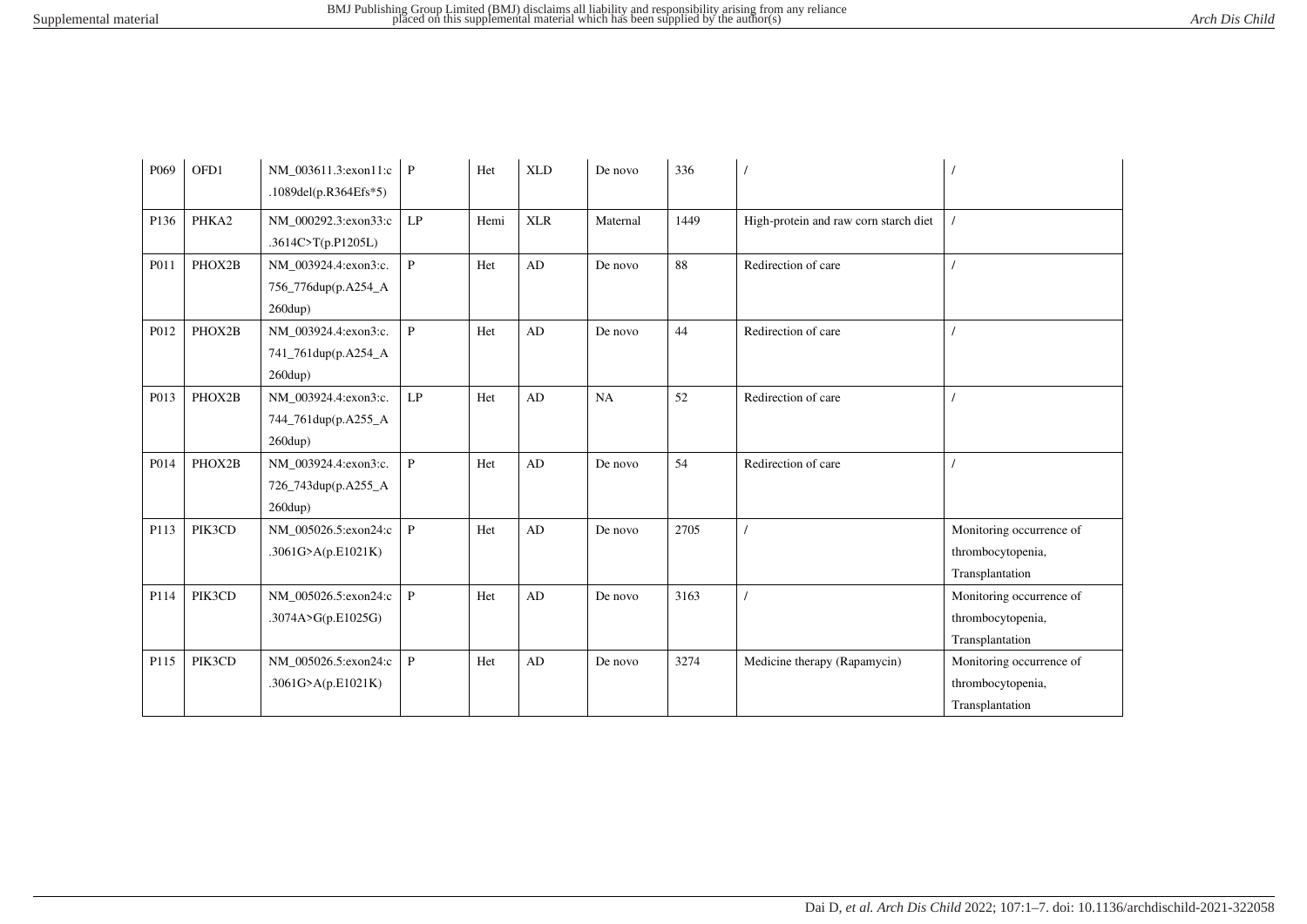| P069 | OFD1 | NM_003611.3:exon11:c.1089del(p.R364Efs*5) | P | Het | XLD | De novo | 336 | / | / |
|---|---|---|---|---|---|---|---|---|---|
| P136 | PHKA2 | NM_000292.3:exon33:c.3614C>T(p.P1205L) | LP | Hemi | XLR | Maternal | 1449 | High-protein and raw corn starch diet | / |
| P011 | PHOX2B | NM_003924.4:exon3:c.756_776dup(p.A254_A260dup) | P | Het | AD | De novo | 88 | Redirection of care | / |
| P012 | PHOX2B | NM_003924.4:exon3:c.741_761dup(p.A254_A260dup) | P | Het | AD | De novo | 44 | Redirection of care | / |
| P013 | PHOX2B | NM_003924.4:exon3:c.744_761dup(p.A255_A260dup) | LP | Het | AD | NA | 52 | Redirection of care | / |
| P014 | PHOX2B | NM_003924.4:exon3:c.726_743dup(p.A255_A260dup) | P | Het | AD | De novo | 54 | Redirection of care | / |
| P113 | PIK3CD | NM_005026.5:exon24:c.3061G>A(p.E1021K) | P | Het | AD | De novo | 2705 | / | Monitoring occurrence of thrombocytopenia, Transplantation |
| P114 | PIK3CD | NM_005026.5:exon24:c.3074A>G(p.E1025G) | P | Het | AD | De novo | 3163 | / | Monitoring occurrence of thrombocytopenia, Transplantation |
| P115 | PIK3CD | NM_005026.5:exon24:c.3061G>A(p.E1021K) | P | Het | AD | De novo | 3274 | Medicine therapy (Rapamycin) | Monitoring occurrence of thrombocytopenia, Transplantation |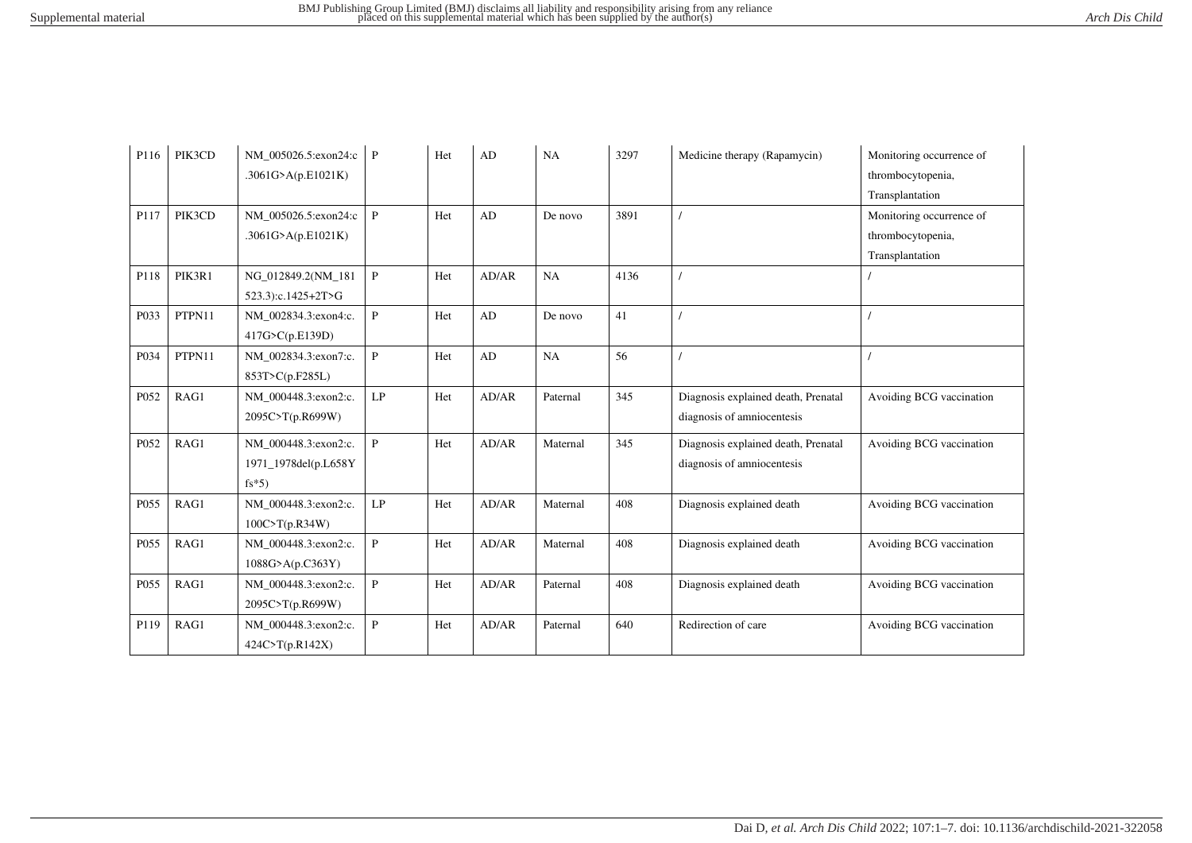| P116 | PIK3CD | NM_005026.5:exon24:c.3061G>A(p.E1021K) | P | Het | AD | NA | 3297 | Medicine therapy (Rapamycin) | Monitoring occurrence of thrombocytopenia, Transplantation |
|---|---|---|---|---|---|---|---|---|---|
| P117 | PIK3CD | NM_005026.5:exon24:c.3061G>A(p.E1021K) | P | Het | AD | De novo | 3891 | / | Monitoring occurrence of thrombocytopenia, Transplantation |
| P118 | PIK3R1 | NG_012849.2(NM_181523.3):c.1425+2T>G | P | Het | AD/AR | NA | 4136 | / | / |
| P033 | PTPN11 | NM_002834.3:exon4:c.417G>C(p.E139D) | P | Het | AD | De novo | 41 | / | / |
| P034 | PTPN11 | NM_002834.3:exon7:c.853T>C(p.F285L) | P | Het | AD | NA | 56 | / | / |
| P052 | RAG1 | NM_000448.3:exon2:c.2095C>T(p.R699W) | LP | Het | AD/AR | Paternal | 345 | Diagnosis explained death, Prenatal diagnosis of amniocentesis | Avoiding BCG vaccination |
| P052 | RAG1 | NM_000448.3:exon2:c.1971_1978del(p.L658Yfs*5) | P | Het | AD/AR | Maternal | 345 | Diagnosis explained death, Prenatal diagnosis of amniocentesis | Avoiding BCG vaccination |
| P055 | RAG1 | NM_000448.3:exon2:c.100C>T(p.R34W) | LP | Het | AD/AR | Maternal | 408 | Diagnosis explained death | Avoiding BCG vaccination |
| P055 | RAG1 | NM_000448.3:exon2:c.1088G>A(p.C363Y) | P | Het | AD/AR | Maternal | 408 | Diagnosis explained death | Avoiding BCG vaccination |
| P055 | RAG1 | NM_000448.3:exon2:c.2095C>T(p.R699W) | P | Het | AD/AR | Paternal | 408 | Diagnosis explained death | Avoiding BCG vaccination |
| P119 | RAG1 | NM_000448.3:exon2:c.424C>T(p.R142X) | P | Het | AD/AR | Paternal | 640 | Redirection of care | Avoiding BCG vaccination |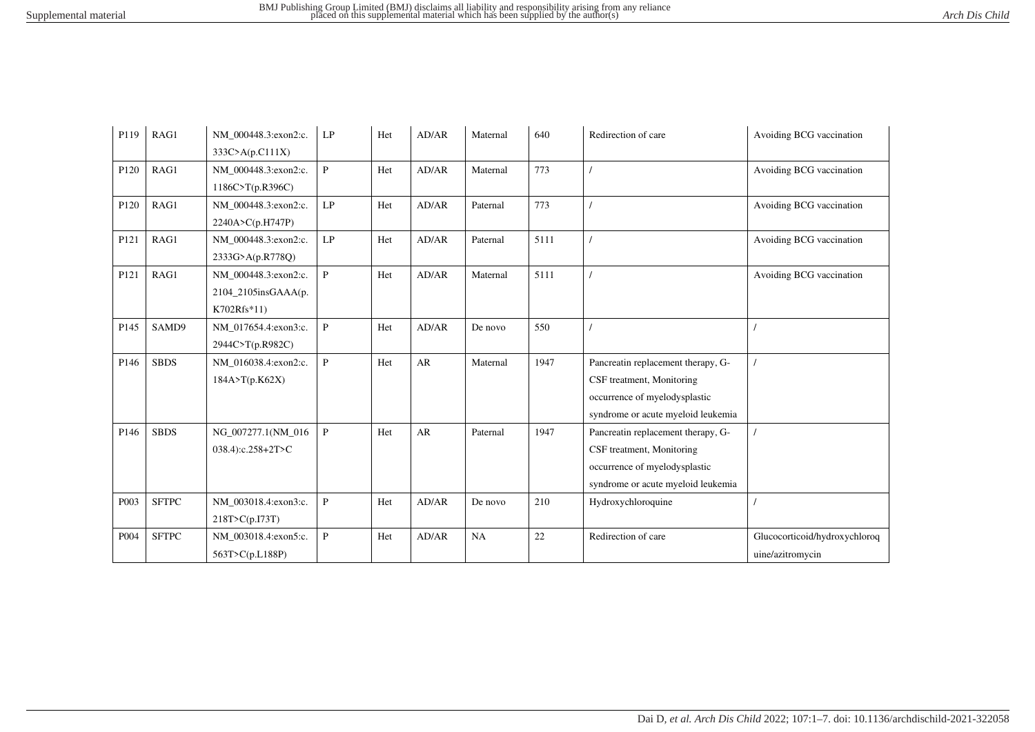| P119 | RAG1 | NM_000448.3:exon2:c.333C>A(p.C111X) | LP | Het | AD/AR | Maternal | 640 | Redirection of care | Avoiding BCG vaccination |
|---|---|---|---|---|---|---|---|---|---|
| P120 | RAG1 | NM_000448.3:exon2:c.1186C>T(p.R396C) | P | Het | AD/AR | Maternal | 773 | / | Avoiding BCG vaccination |
| P120 | RAG1 | NM_000448.3:exon2:c.2240A>C(p.H747P) | LP | Het | AD/AR | Paternal | 773 | / | Avoiding BCG vaccination |
| P121 | RAG1 | NM_000448.3:exon2:c.2333G>A(p.R778Q) | LP | Het | AD/AR | Paternal | 5111 | / | Avoiding BCG vaccination |
| P121 | RAG1 | NM_000448.3:exon2:c.2104_2105insGAAA(p.K702Rfs*11) | P | Het | AD/AR | Maternal | 5111 | / | Avoiding BCG vaccination |
| P145 | SAMD9 | NM_017654.4:exon3:c.2944C>T(p.R982C) | P | Het | AD/AR | De novo | 550 | / | / |
| P146 | SBDS | NM_016038.4:exon2:c.184A>T(p.K62X) | P | Het | AR | Maternal | 1947 | Pancreatin replacement therapy, G-CSF treatment, Monitoring occurrence of myelodysplastic syndrome or acute myeloid leukemia | / |
| P146 | SBDS | NG_007277.1(NM_016038.4):c.258+2T>C | P | Het | AR | Paternal | 1947 | Pancreatin replacement therapy, G-CSF treatment, Monitoring occurrence of myelodysplastic syndrome or acute myeloid leukemia | / |
| P003 | SFTPC | NM_003018.4:exon3:c.218T>C(p.I73T) | P | Het | AD/AR | De novo | 210 | Hydroxychloroquine | / |
| P004 | SFTPC | NM_003018.4:exon5:c.563T>C(p.L188P) | P | Het | AD/AR | NA | 22 | Redirection of care | Glucocorticoid/hydroxychloroquine/azitromycin |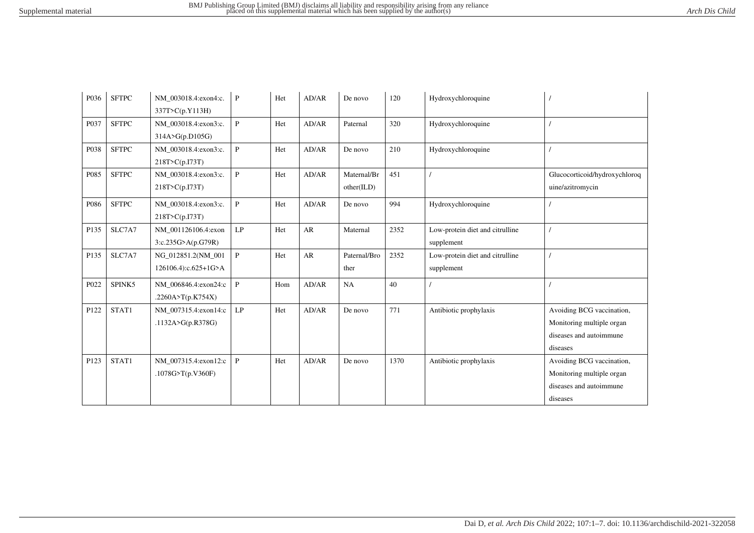| P036 | SFTPC | NM_003018.4:exon4:c.337T>C(p.Y113H) | P | Het | AD/AR | De novo | 120 | Hydroxychloroquine | / |
|---|---|---|---|---|---|---|---|---|---|
| P037 | SFTPC | NM_003018.4:exon3:c.314A>G(p.D105G) | P | Het | AD/AR | Paternal | 320 | Hydroxychloroquine | / |
| P038 | SFTPC | NM_003018.4:exon3:c.218T>C(p.I73T) | P | Het | AD/AR | De novo | 210 | Hydroxychloroquine | / |
| P085 | SFTPC | NM_003018.4:exon3:c.218T>C(p.I73T) | P | Het | AD/AR | Maternal/Brother(ILD) | 451 | / | Glucocorticoid/hydroxychloroquine/azitromycin |
| P086 | SFTPC | NM_003018.4:exon3:c.218T>C(p.I73T) | P | Het | AD/AR | De novo | 994 | Hydroxychloroquine | / |
| P135 | SLC7A7 | NM_001126106.4:exon3:c.235G>A(p.G79R) | LP | Het | AR | Maternal | 2352 | Low-protein diet and citrulline supplement | / |
| P135 | SLC7A7 | NG_012851.2(NM_001126106.4):c.625+1G>A | P | Het | AR | Paternal/Brother | 2352 | Low-protein diet and citrulline supplement | / |
| P022 | SPINK5 | NM_006846.4:exon24:c.2260A>T(p.K754X) | P | Hom | AD/AR | NA | 40 | / | / |
| P122 | STAT1 | NM_007315.4:exon14:c.1132A>G(p.R378G) | LP | Het | AD/AR | De novo | 771 | Antibiotic prophylaxis | Avoiding BCG vaccination, Monitoring multiple organ diseases and autoimmune diseases |
| P123 | STAT1 | NM_007315.4:exon12:c.1078G>T(p.V360F) | P | Het | AD/AR | De novo | 1370 | Antibiotic prophylaxis | Avoiding BCG vaccination, Monitoring multiple organ diseases and autoimmune diseases |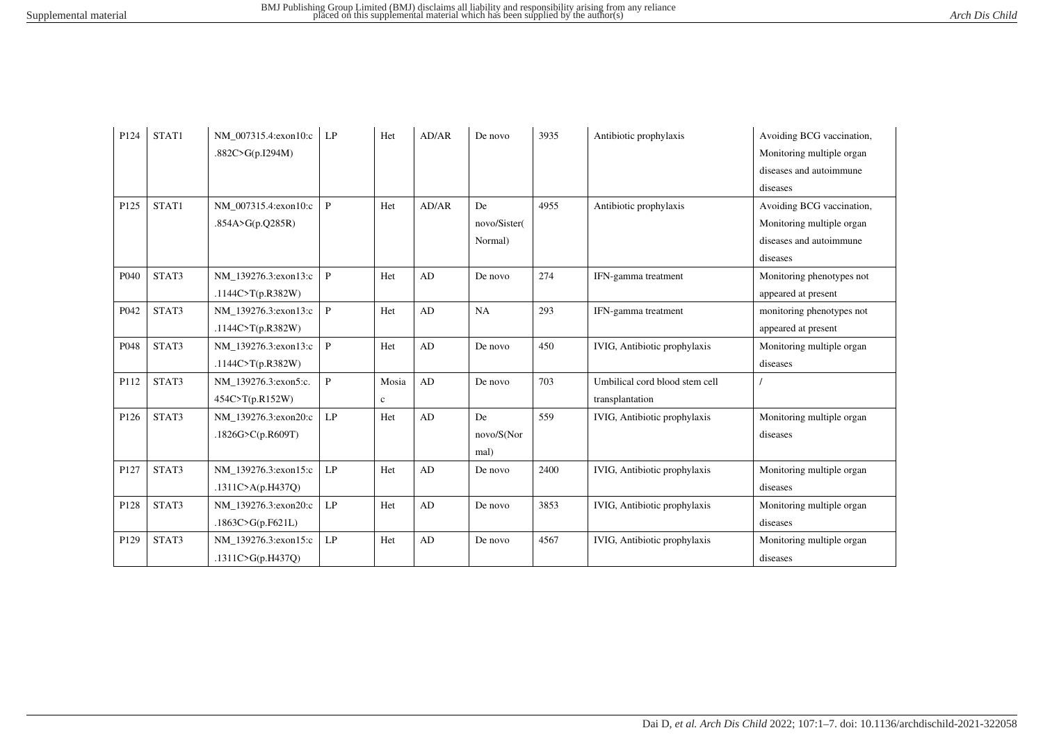| P124 | STAT1 | NM_007315.4:exon10:c.882C>G(p.I294M) | LP | Het | AD/AR | De novo | 3935 | Antibiotic prophylaxis | Avoiding BCG vaccination, Monitoring multiple organ diseases and autoimmune diseases |
|---|---|---|---|---|---|---|---|---|---|
| P125 | STAT1 | NM_007315.4:exon10:c.854A>G(p.Q285R) | P | Het | AD/AR | De novo/Sister(Normal) | 4955 | Antibiotic prophylaxis | Avoiding BCG vaccination, Monitoring multiple organ diseases and autoimmune diseases |
| P040 | STAT3 | NM_139276.3:exon13:c.1144C>T(p.R382W) | P | Het | AD | De novo | 274 | IFN-gamma treatment | Monitoring phenotypes not appeared at present |
| P042 | STAT3 | NM_139276.3:exon13:c.1144C>T(p.R382W) | P | Het | AD | NA | 293 | IFN-gamma treatment | monitoring phenotypes not appeared at present |
| P048 | STAT3 | NM_139276.3:exon13:c.1144C>T(p.R382W) | P | Het | AD | De novo | 450 | IVIG, Antibiotic prophylaxis | Monitoring multiple organ diseases |
| P112 | STAT3 | NM_139276.3:exon5:c.454C>T(p.R152W) | P | Mosaic | AD | De novo | 703 | Umbilical cord blood stem cell transplantation | / |
| P126 | STAT3 | NM_139276.3:exon20:c.1826G>C(p.R609T) | LP | Het | AD | De novo/S(Normal) | 559 | IVIG, Antibiotic prophylaxis | Monitoring multiple organ diseases |
| P127 | STAT3 | NM_139276.3:exon15:c.1311C>A(p.H437Q) | LP | Het | AD | De novo | 2400 | IVIG, Antibiotic prophylaxis | Monitoring multiple organ diseases |
| P128 | STAT3 | NM_139276.3:exon20:c.1863C>G(p.F621L) | LP | Het | AD | De novo | 3853 | IVIG, Antibiotic prophylaxis | Monitoring multiple organ diseases |
| P129 | STAT3 | NM_139276.3:exon15:c.1311C>G(p.H437Q) | LP | Het | AD | De novo | 4567 | IVIG, Antibiotic prophylaxis | Monitoring multiple organ diseases |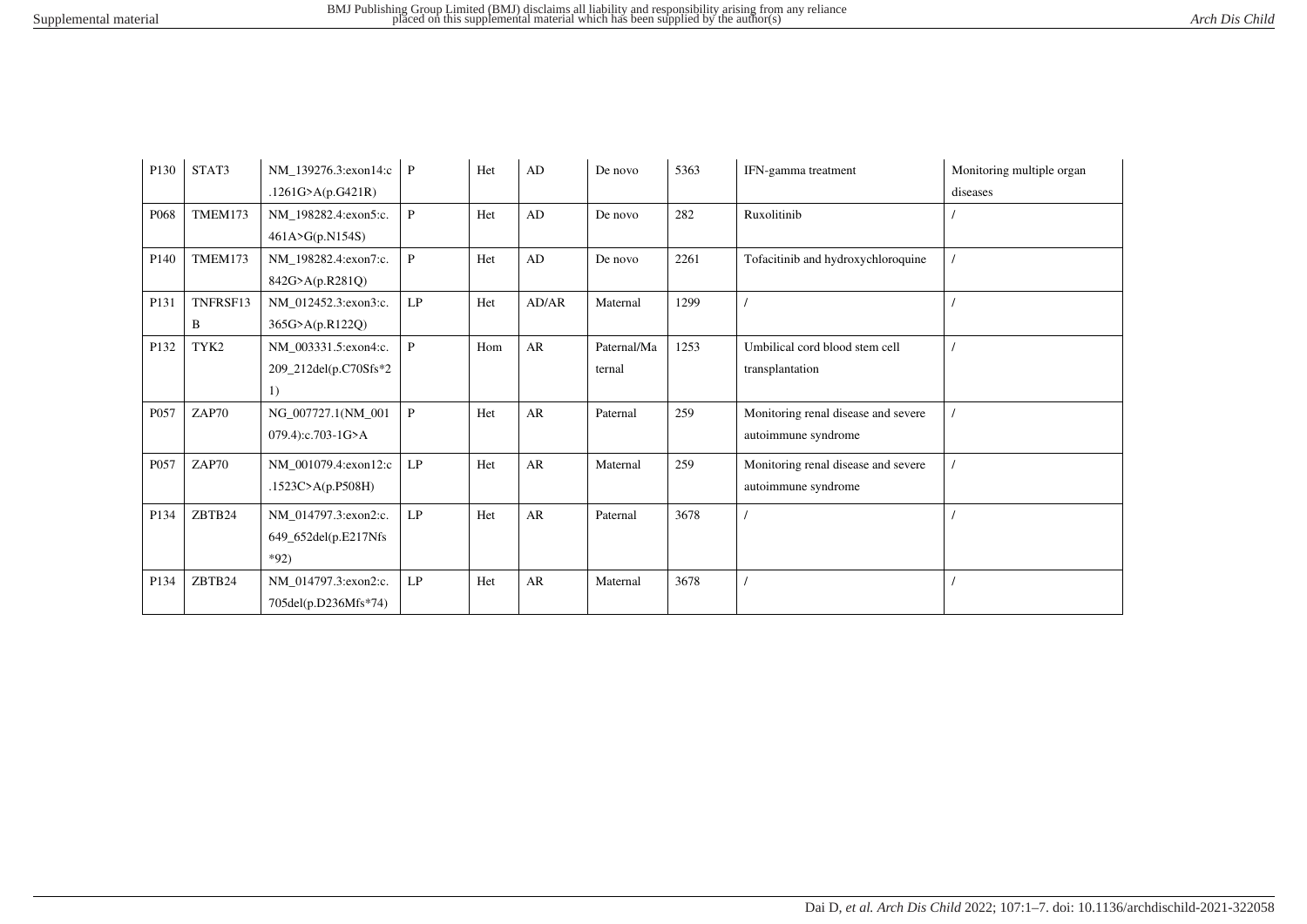| P130 | STAT3 | NM_139276.3:exon14:c.1261G>A(p.G421R) | P | Het | AD | De novo | 5363 | IFN-gamma treatment | Monitoring multiple organ diseases |
|---|---|---|---|---|---|---|---|---|---|
| P068 | TMEM173 | NM_198282.4:exon5:c.461A>G(p.N154S) | P | Het | AD | De novo | 282 | Ruxolitinib | / |
| P140 | TMEM173 | NM_198282.4:exon7:c.842G>A(p.R281Q) | P | Het | AD | De novo | 2261 | Tofacitinib and hydroxychloroquine | / |
| P131 | TNFRSF13B | NM_012452.3:exon3:c.365G>A(p.R122Q) | LP | Het | AD/AR | Maternal | 1299 | / | / |
| P132 | TYK2 | NM_003331.5:exon4:c.209_212del(p.C70Sfs*21) | P | Hom | AR | Paternal/Maternal | 1253 | Umbilical cord blood stem cell transplantation | / |
| P057 | ZAP70 | NG_007727.1(NM_001079.4):c.703-1G>A | P | Het | AR | Paternal | 259 | Monitoring renal disease and severe autoimmune syndrome | / |
| P057 | ZAP70 | NM_001079.4:exon12:c.1523C>A(p.P508H) | LP | Het | AR | Maternal | 259 | Monitoring renal disease and severe autoimmune syndrome | / |
| P134 | ZBTB24 | NM_014797.3:exon2:c.649_652del(p.E217Nfs*92) | LP | Het | AR | Paternal | 3678 | / | / |
| P134 | ZBTB24 | NM_014797.3:exon2:c.705del(p.D236Mfs*74) | LP | Het | AR | Maternal | 3678 | / | / |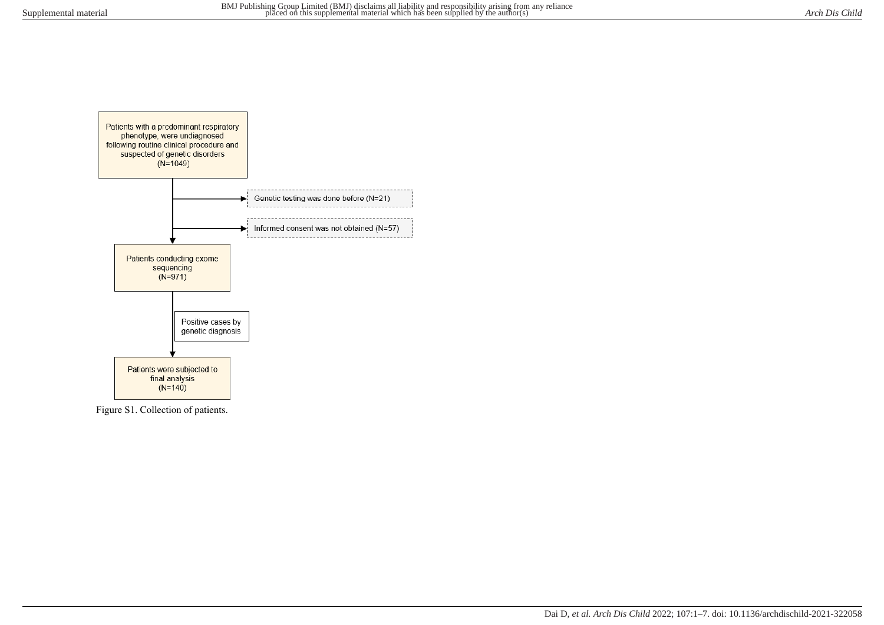Patients with a predominant respiratory phenotype, were undiagnosed following routine clinical procedure and suspected of genetic disorders (N=1049)

→ Genetic testing was done before (N=21)

→ Informed consent was not obtained (N=57)

Patients conducting exome sequencing (N=971)

Positive cases by genetic diagnosis

Patients were subjected to final analysis (N=140)

Figure S1. Collection of patients.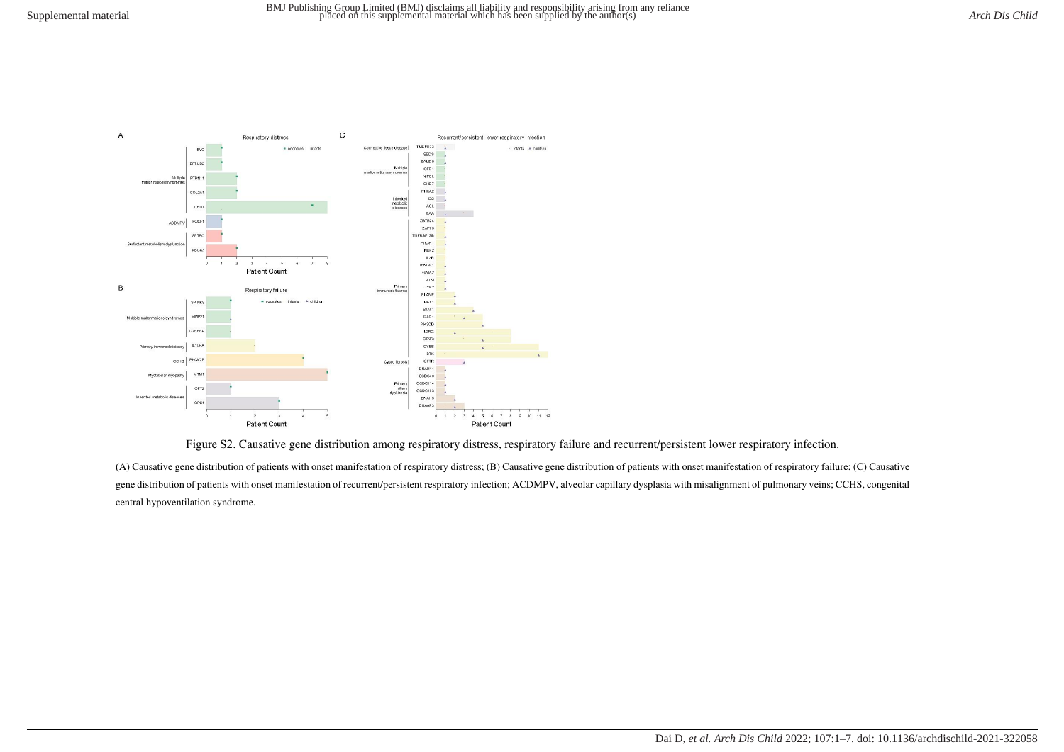A

Respiratory distress

● neonates · infants

Multiple malformations/syndromes: EVC, EFTUD2, PTPN11, COL2A1, CHD7

ACDMPV: FOXF1

Surfactant metabolism dysfunction: SFTPC, ABCA3

0 1 2 3 4 5 6 7 8

Patient Count

B

Respiratory failure

● neonates · infants ▲ children

Multiple malformations/syndromes: SPINK5, MRPS2?, CREBBP

Primary immunodeficiency: IL10RA

CCHS: PHOX2B

Myotubular myopathy: MTM1

Inherited metabolic diseases: CPT2, CPS1

0 1 2 3 4 5

Patient Count

C

Recurrent/persistent lower respiratory infection

· infants ▲ children

Connective tissue disease: TMEM173

Multiple malformations/syndromes: SBDS, SAMD9, OFD1, NIPBL, CHD7

Inherited metabolic diseases: PHKA2, IDS, ASL, GAA

Primary immunodeficiency: ZBTB24, ZAP70, TNFRSF13B, PIK3R1, NCF2, IL7R, IFNGR1, GATA2, ATM, TYK2, ELANE, HAX1, STAT1, RAG1, PIK3CD, IL2RG, STAT3, CYBB, BTK

Cystic fibrosis: CFTR

Primary ciliary dyskinesia: DNAH11, CCDC40, CCDC114, CCDC103, DNAH5, DNAAF3

0 1 2 3 4 5 6 7 8 9 10 11 12

Patient Count

Figure S2. Causative gene distribution among respiratory distress, respiratory failure and recurrent/persistent lower respiratory infection.

(A) Causative gene distribution of patients with onset manifestation of respiratory distress; (B) Causative gene distribution of patients with onset manifestation of respiratory failure; (C) Causative gene distribution of patients with onset manifestation of recurrent/persistent respiratory infection; ACDMPV, alveolar capillary dysplasia with misalignment of pulmonary veins; CCHS, congenital central hypoventilation syndrome.